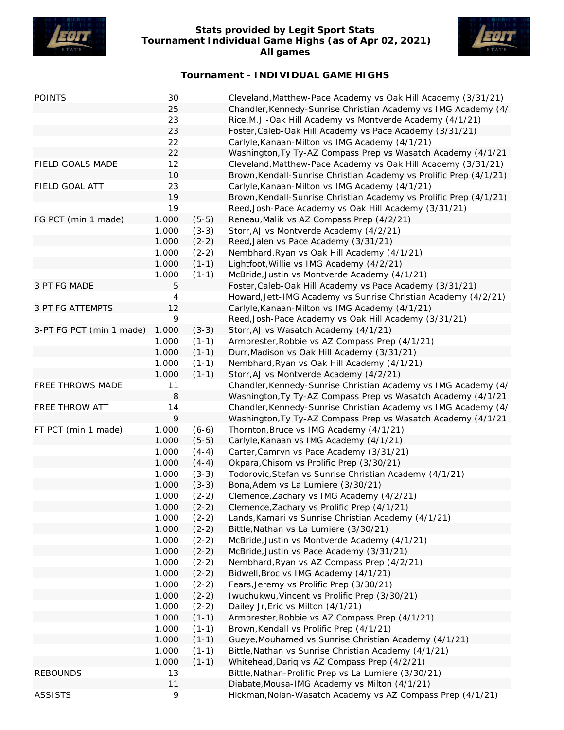**Stats provided by Legit Sport Stats**
**Tournament Individual Game Highs (as of Apr 02, 2021)**
**All games**

## Tournament - INDIVIDUAL GAME HIGHS

| | | | |
|---|---|---|---|
| POINTS | 30 | | Cleveland,Matthew-Pace Academy vs Oak Hill Academy (3/31/21) |
| | 25 | | Chandler,Kennedy-Sunrise Christian Academy vs IMG Academy (4/ |
| | 23 | | Rice,M.J.-Oak Hill Academy vs Montverde Academy (4/1/21) |
| | 23 | | Foster,Caleb-Oak Hill Academy vs Pace Academy (3/31/21) |
| | 22 | | Carlyle,Kanaan-Milton vs IMG Academy (4/1/21) |
| | 22 | | Washington,Ty Ty-AZ Compass Prep vs Wasatch Academy (4/1/21 |
| FIELD GOALS MADE | 12 | | Cleveland,Matthew-Pace Academy vs Oak Hill Academy (3/31/21) |
| | 10 | | Brown,Kendall-Sunrise Christian Academy vs Prolific Prep (4/1/21) |
| FIELD GOAL ATT | 23 | | Carlyle,Kanaan-Milton vs IMG Academy (4/1/21) |
| | 19 | | Brown,Kendall-Sunrise Christian Academy vs Prolific Prep (4/1/21) |
| | 19 | | Reed,Josh-Pace Academy vs Oak Hill Academy (3/31/21) |
| FG PCT (min 1 made) | 1.000 | (5-5) | Reneau,Malik vs AZ Compass Prep (4/2/21) |
| | 1.000 | (3-3) | Storr,AJ vs Montverde Academy (4/2/21) |
| | 1.000 | (2-2) | Reed,Jalen vs Pace Academy (3/31/21) |
| | 1.000 | (2-2) | Nembhard,Ryan vs Oak Hill Academy (4/1/21) |
| | 1.000 | (1-1) | Lightfoot,Willie vs IMG Academy (4/2/21) |
| | 1.000 | (1-1) | McBride,Justin vs Montverde Academy (4/1/21) |
| 3 PT FG MADE | 5 | | Foster,Caleb-Oak Hill Academy vs Pace Academy (3/31/21) |
| | 4 | | Howard,Jett-IMG Academy vs Sunrise Christian Academy (4/2/21) |
| 3 PT FG ATTEMPTS | 12 | | Carlyle,Kanaan-Milton vs IMG Academy (4/1/21) |
| | 9 | | Reed,Josh-Pace Academy vs Oak Hill Academy (3/31/21) |
| 3-PT FG PCT (min 1 made) | 1.000 | (3-3) | Storr,AJ vs Wasatch Academy (4/1/21) |
| | 1.000 | (1-1) | Armbrester,Robbie vs AZ Compass Prep (4/1/21) |
| | 1.000 | (1-1) | Durr,Madison vs Oak Hill Academy (3/31/21) |
| | 1.000 | (1-1) | Nembhard,Ryan vs Oak Hill Academy (4/1/21) |
| | 1.000 | (1-1) | Storr,AJ vs Montverde Academy (4/2/21) |
| FREE THROWS MADE | 11 | | Chandler,Kennedy-Sunrise Christian Academy vs IMG Academy (4/ |
| | 8 | | Washington,Ty Ty-AZ Compass Prep vs Wasatch Academy (4/1/21 |
| FREE THROW ATT | 14 | | Chandler,Kennedy-Sunrise Christian Academy vs IMG Academy (4/ |
| | 9 | | Washington,Ty Ty-AZ Compass Prep vs Wasatch Academy (4/1/21 |
| FT PCT (min 1 made) | 1.000 | (6-6) | Thornton,Bruce vs IMG Academy (4/1/21) |
| | 1.000 | (5-5) | Carlyle,Kanaan vs IMG Academy (4/1/21) |
| | 1.000 | (4-4) | Carter,Camryn vs Pace Academy (3/31/21) |
| | 1.000 | (4-4) | Okpara,Chisom vs Prolific Prep (3/30/21) |
| | 1.000 | (3-3) | Todorovic,Stefan vs Sunrise Christian Academy (4/1/21) |
| | 1.000 | (3-3) | Bona,Adem vs La Lumiere (3/30/21) |
| | 1.000 | (2-2) | Clemence,Zachary vs IMG Academy (4/2/21) |
| | 1.000 | (2-2) | Clemence,Zachary vs Prolific Prep (4/1/21) |
| | 1.000 | (2-2) | Lands,Kamari vs Sunrise Christian Academy (4/1/21) |
| | 1.000 | (2-2) | Bittle,Nathan vs La Lumiere (3/30/21) |
| | 1.000 | (2-2) | McBride,Justin vs Montverde Academy (4/1/21) |
| | 1.000 | (2-2) | McBride,Justin vs Pace Academy (3/31/21) |
| | 1.000 | (2-2) | Nembhard,Ryan vs AZ Compass Prep (4/2/21) |
| | 1.000 | (2-2) | Bidwell,Broc vs IMG Academy (4/1/21) |
| | 1.000 | (2-2) | Fears,Jeremy vs Prolific Prep (3/30/21) |
| | 1.000 | (2-2) | Iwuchukwu,Vincent vs Prolific Prep (3/30/21) |
| | 1.000 | (2-2) | Dailey Jr,Eric vs Milton (4/1/21) |
| | 1.000 | (1-1) | Armbrester,Robbie vs AZ Compass Prep (4/1/21) |
| | 1.000 | (1-1) | Brown,Kendall vs Prolific Prep (4/1/21) |
| | 1.000 | (1-1) | Gueye,Mouhamed vs Sunrise Christian Academy (4/1/21) |
| | 1.000 | (1-1) | Bittle,Nathan vs Sunrise Christian Academy (4/1/21) |
| | 1.000 | (1-1) | Whitehead,Dariq vs AZ Compass Prep (4/2/21) |
| REBOUNDS | 13 | | Bittle,Nathan-Prolific Prep vs La Lumiere (3/30/21) |
| | 11 | | Diabate,Mousa-IMG Academy vs Milton (4/1/21) |
| ASSISTS | 9 | | Hickman,Nolan-Wasatch Academy vs AZ Compass Prep (4/1/21) |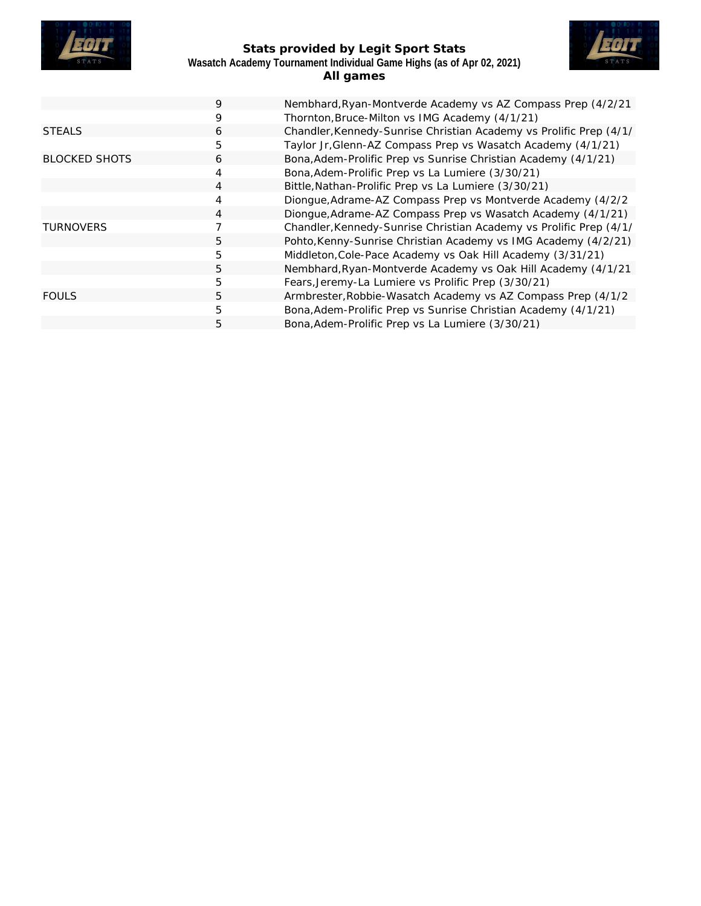**Stats provided by Legit Sport Stats**
**Wasatch Academy Tournament Individual Game Highs (as of Apr 02, 2021)**
**All games**

| | | |
|---|---|---|
| | 9 | Nembhard,Ryan-Montverde Academy vs AZ Compass Prep (4/2/21 |
| | 9 | Thornton,Bruce-Milton vs IMG Academy (4/1/21) |
| STEALS | 6 | Chandler,Kennedy-Sunrise Christian Academy vs Prolific Prep (4/1/ |
| | 5 | Taylor Jr,Glenn-AZ Compass Prep vs Wasatch Academy (4/1/21) |
| BLOCKED SHOTS | 6 | Bona,Adem-Prolific Prep vs Sunrise Christian Academy (4/1/21) |
| | 4 | Bona,Adem-Prolific Prep vs La Lumiere (3/30/21) |
| | 4 | Bittle,Nathan-Prolific Prep vs La Lumiere (3/30/21) |
| | 4 | Diongue,Adrame-AZ Compass Prep vs Montverde Academy (4/2/2 |
| | 4 | Diongue,Adrame-AZ Compass Prep vs Wasatch Academy (4/1/21) |
| TURNOVERS | 7 | Chandler,Kennedy-Sunrise Christian Academy vs Prolific Prep (4/1/ |
| | 5 | Pohto,Kenny-Sunrise Christian Academy vs IMG Academy (4/2/21) |
| | 5 | Middleton,Cole-Pace Academy vs Oak Hill Academy (3/31/21) |
| | 5 | Nembhard,Ryan-Montverde Academy vs Oak Hill Academy (4/1/21 |
| | 5 | Fears,Jeremy-La Lumiere vs Prolific Prep (3/30/21) |
| FOULS | 5 | Armbrester,Robbie-Wasatch Academy vs AZ Compass Prep (4/1/2 |
| | 5 | Bona,Adem-Prolific Prep vs Sunrise Christian Academy (4/1/21) |
| | 5 | Bona,Adem-Prolific Prep vs La Lumiere (3/30/21) |